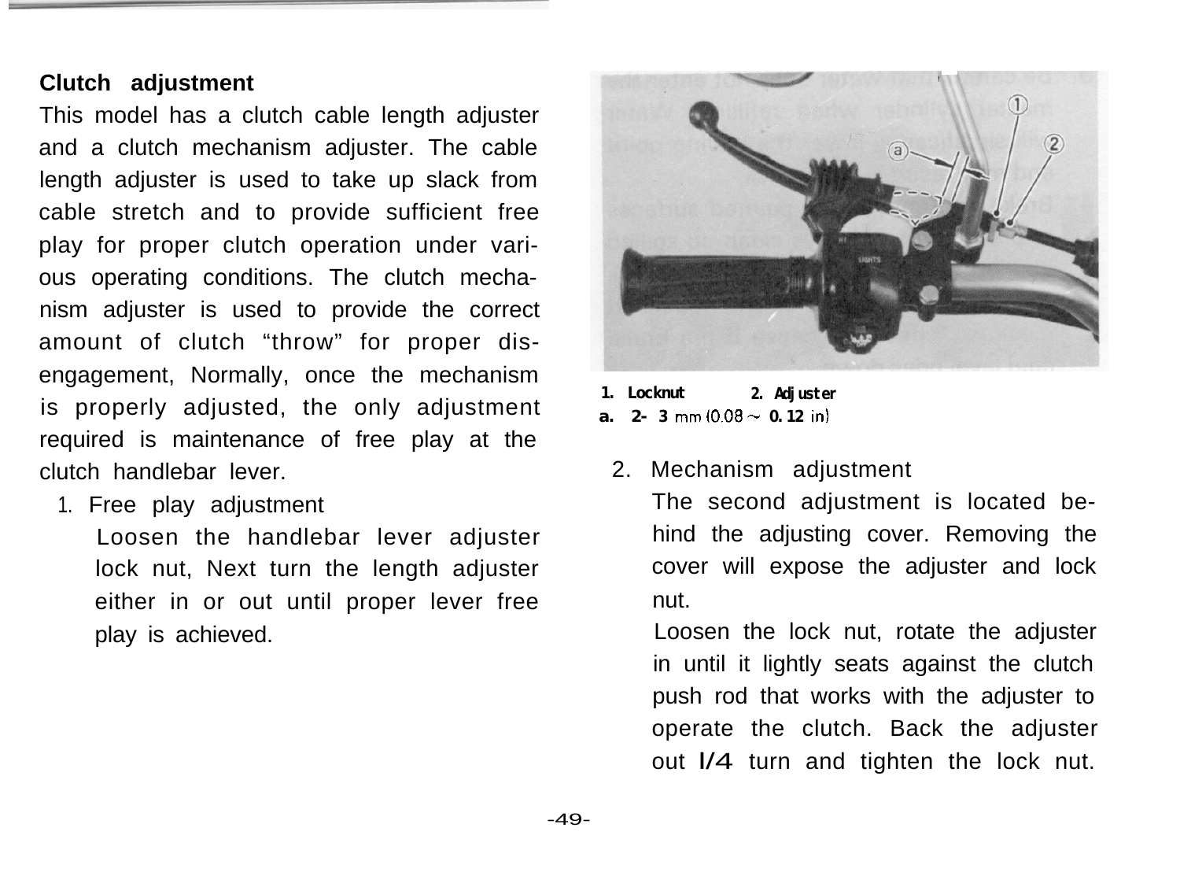**Clutch adjustment**

This model has a clutch cable length adjuster and a clutch mechanism adjuster. The cable length adjuster is used to take up slack from cable stretch and to provide sufficient free play for proper clutch operation under various operating conditions. The clutch mechanism adjuster is used to provide the correct amount of clutch "throw" for proper disengagement, Normally, once the mechanism is properly adjusted, the only adjustment required is maintenance of free play at the clutch handlebar lever.

1. Free play adjustment

   Loosen the handlebar lever adjuster lock nut, Next turn the length adjuster either in or out until proper lever free play is achieved.

1. Locknut 2. Adjuster
a. 2- 3 mm (0.08 ~ 0.12 in)

2. Mechanism adjustment

   The second adjustment is located behind the adjusting cover. Removing the cover will expose the adjuster and lock nut.

   Loosen the lock nut, rotate the adjuster in until it lightly seats against the clutch push rod that works with the adjuster to operate the clutch. Back the adjuster out 1/4 turn and tighten the lock nut.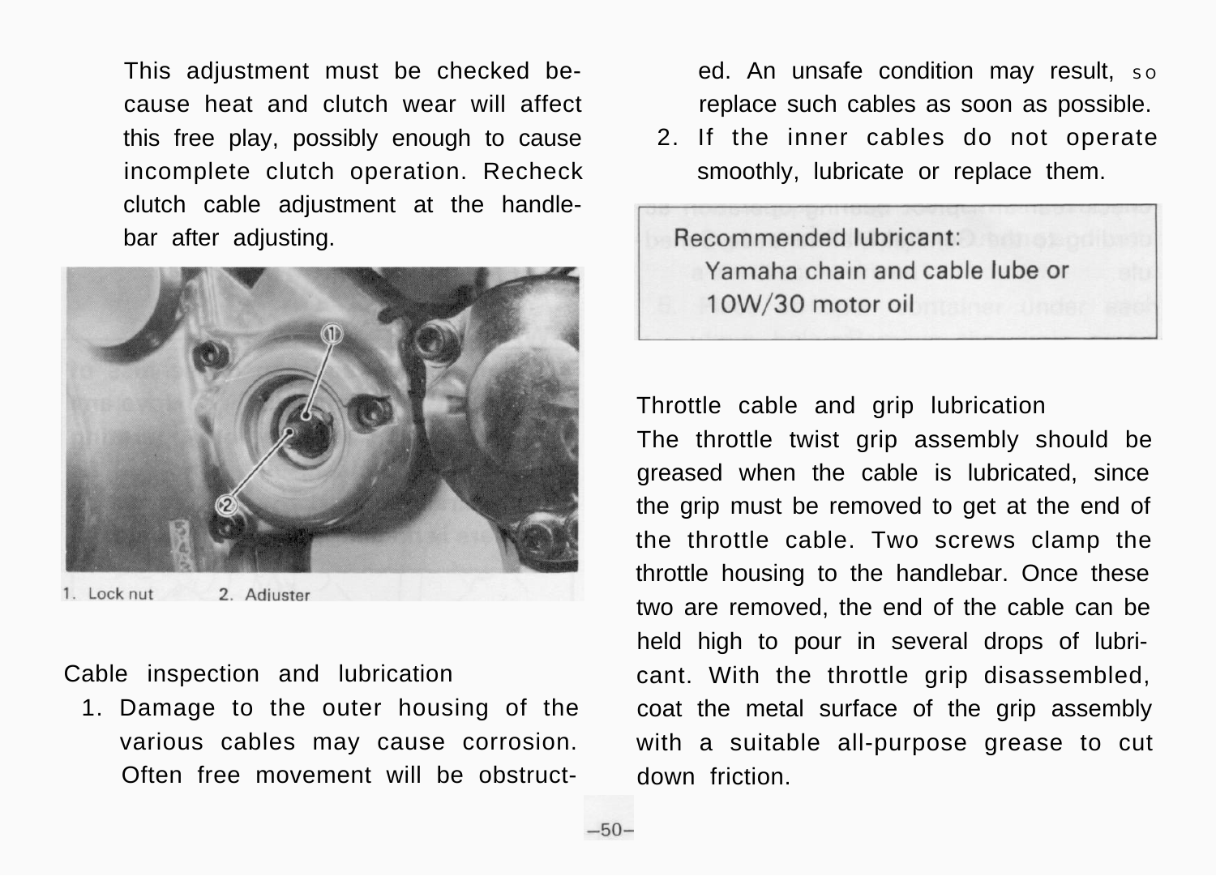This adjustment must be checked because heat and clutch wear will affect this free play, possibly enough to cause incomplete clutch operation. Recheck clutch cable adjustment at the handlebar after adjusting.

1. Lock nut 2. Adjuster

### Cable inspection and lubrication

1. Damage to the outer housing of the various cables may cause corrosion. Often free movement will be obstructed. An unsafe condition may result, so replace such cables as soon as possible.
2. If the inner cables do not operate smoothly, lubricate or replace them.

> **Recommended lubricant:**
> Yamaha chain and cable lube or
> 10W/30 motor oil

### Throttle cable and grip lubrication

The throttle twist grip assembly should be greased when the cable is lubricated, since the grip must be removed to get at the end of the throttle cable. Two screws clamp the throttle housing to the handlebar. Once these two are removed, the end of the cable can be held high to pour in several drops of lubricant. With the throttle grip disassembled, coat the metal surface of the grip assembly with a suitable all-purpose grease to cut down friction.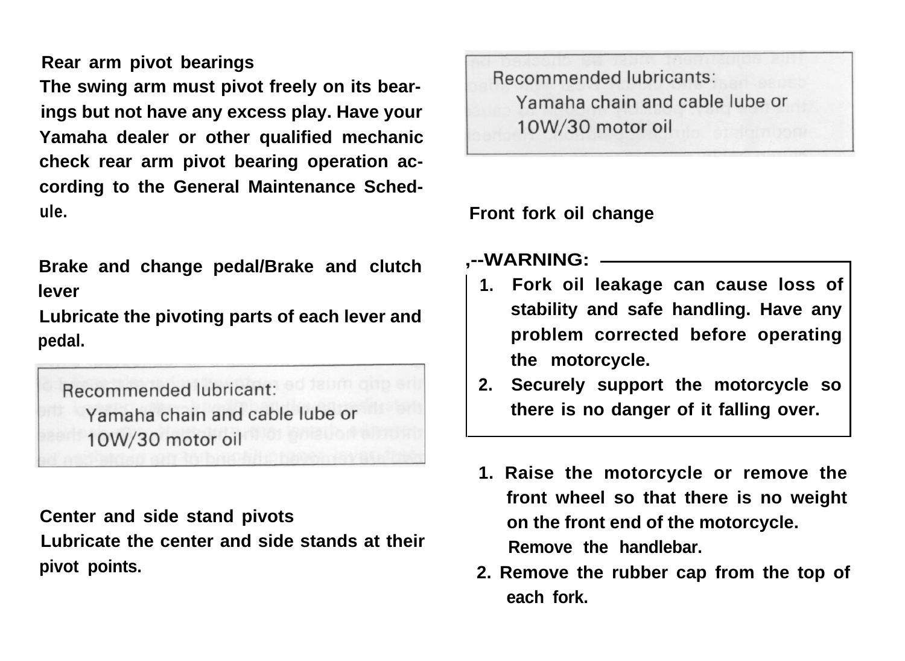### Rear arm pivot bearings

The swing arm must pivot freely on its bearings but not have any excess play. Have your Yamaha dealer or other qualified mechanic check rear arm pivot bearing operation according to the General Maintenance Schedule.

### Brake and change pedal/Brake and clutch lever

Lubricate the pivoting parts of each lever and pedal.

> Recommended lubricant:
> Yamaha chain and cable lube or
> 10W/30 motor oil

### Center and side stand pivots

Lubricate the center and side stands at their pivot points.

> Recommended lubricants:
> Yamaha chain and cable lube or
> 10W/30 motor oil

### Front fork oil change

> **WARNING:**
> 1. Fork oil leakage can cause loss of stability and safe handling. Have any problem corrected before operating the motorcycle.
> 2. Securely support the motorcycle so there is no danger of it falling over.

1. Raise the motorcycle or remove the front wheel so that there is no weight on the front end of the motorcycle.
   Remove the handlebar.
2. Remove the rubber cap from the top of each fork.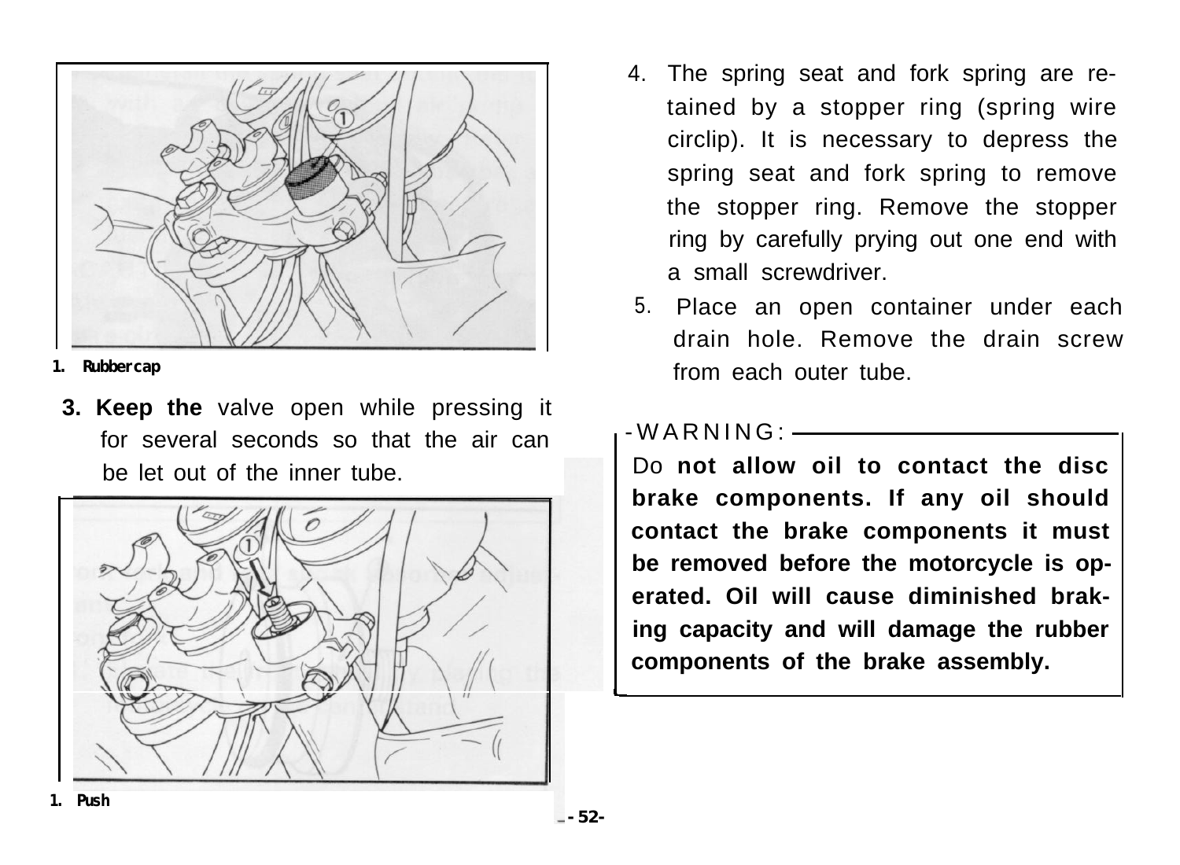1. Rubber cap

3. **Keep the** valve open while pressing it for several seconds so that the air can be let out of the inner tube.

1. Push

4. The spring seat and fork spring are retained by a stopper ring (spring wire circlip). It is necessary to depress the spring seat and fork spring to remove the stopper ring. Remove the stopper ring by carefully prying out one end with a small screwdriver.

5. Place an open container under each drain hole. Remove the drain screw from each outer tube.

**WARNING:**

Do **not allow oil to contact the disc brake components. If any oil should contact the brake components it must be removed before the motorcycle is operated. Oil will cause diminished braking capacity and will damage the rubber components of the brake assembly.**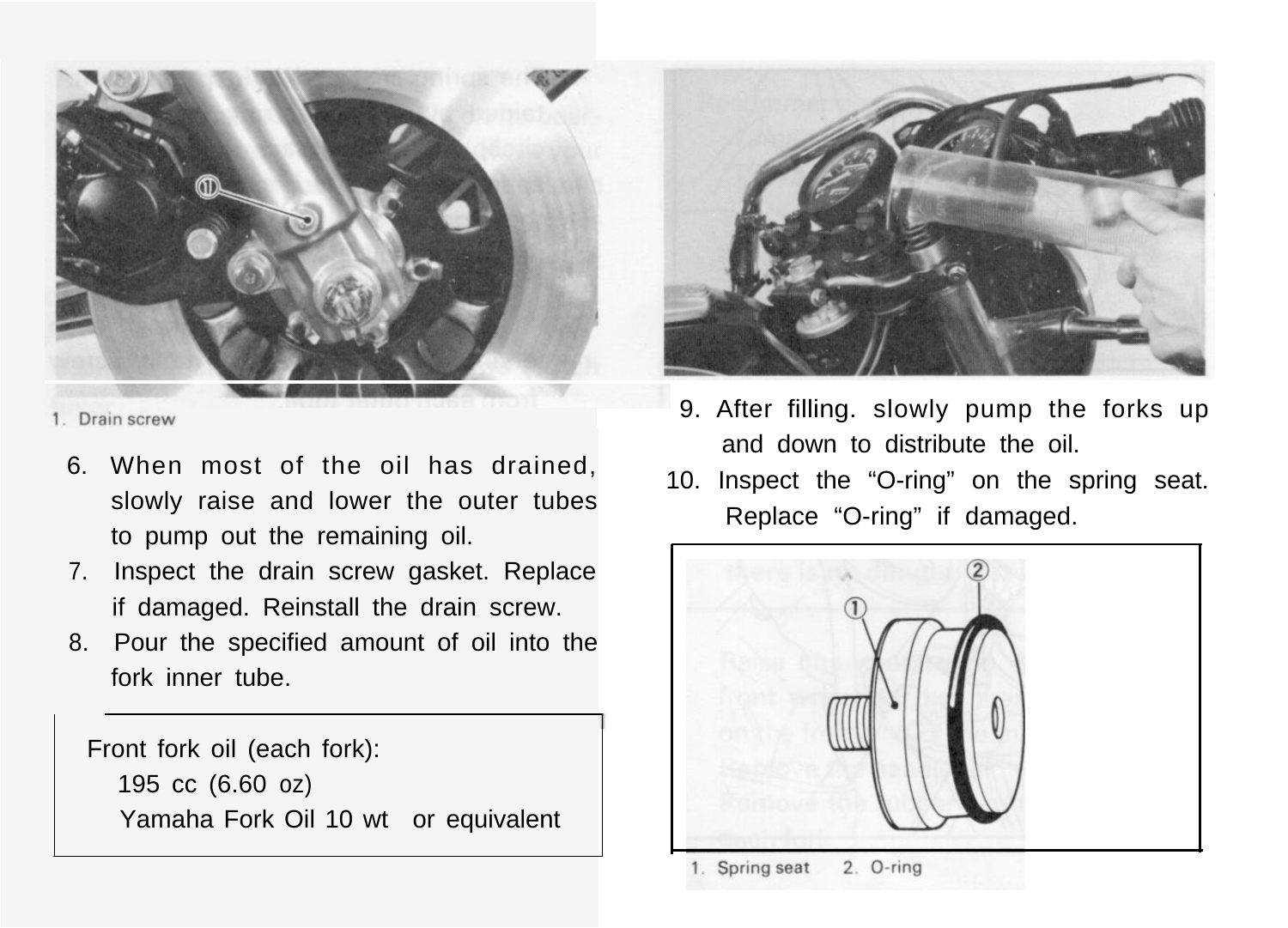1. Drain screw

6. When most of the oil has drained, slowly raise and lower the outer tubes to pump out the remaining oil.
7. Inspect the drain screw gasket. Replace if damaged. Reinstall the drain screw.
8. Pour the specified amount of oil into the fork inner tube.

Front fork oil (each fork):
195 cc (6.60 oz)
Yamaha Fork Oil 10 wt or equivalent

9. After filling. slowly pump the forks up and down to distribute the oil.
10. Inspect the "O-ring" on the spring seat. Replace "O-ring" if damaged.

1. Spring seat 2. O-ring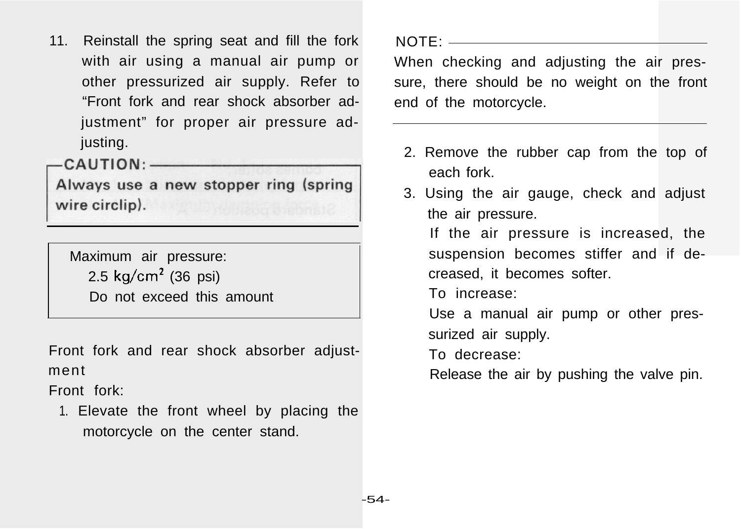11. Reinstall the spring seat and fill the fork with air using a manual air pump or other pressurized air supply. Refer to "Front fork and rear shock absorber adjustment" for proper air pressure adjusting.

**CAUTION:**

**Always use a new stopper ring (spring wire circlip).**

| Maximum air pressure: |
| --- |
| 2.5 $kg/cm^2$ (36 psi) |
| Do not exceed this amount |

Front fork and rear shock absorber adjustment

Front fork:

1. Elevate the front wheel by placing the motorcycle on the center stand.

NOTE:

When checking and adjusting the air pressure, there should be no weight on the front end of the motorcycle.

2. Remove the rubber cap from the top of each fork.
3. Using the air gauge, check and adjust the air pressure.

   If the air pressure is increased, the suspension becomes stiffer and if decreased, it becomes softer.

   To increase:

   Use a manual air pump or other pressurized air supply.

   To decrease:

   Release the air by pushing the valve pin.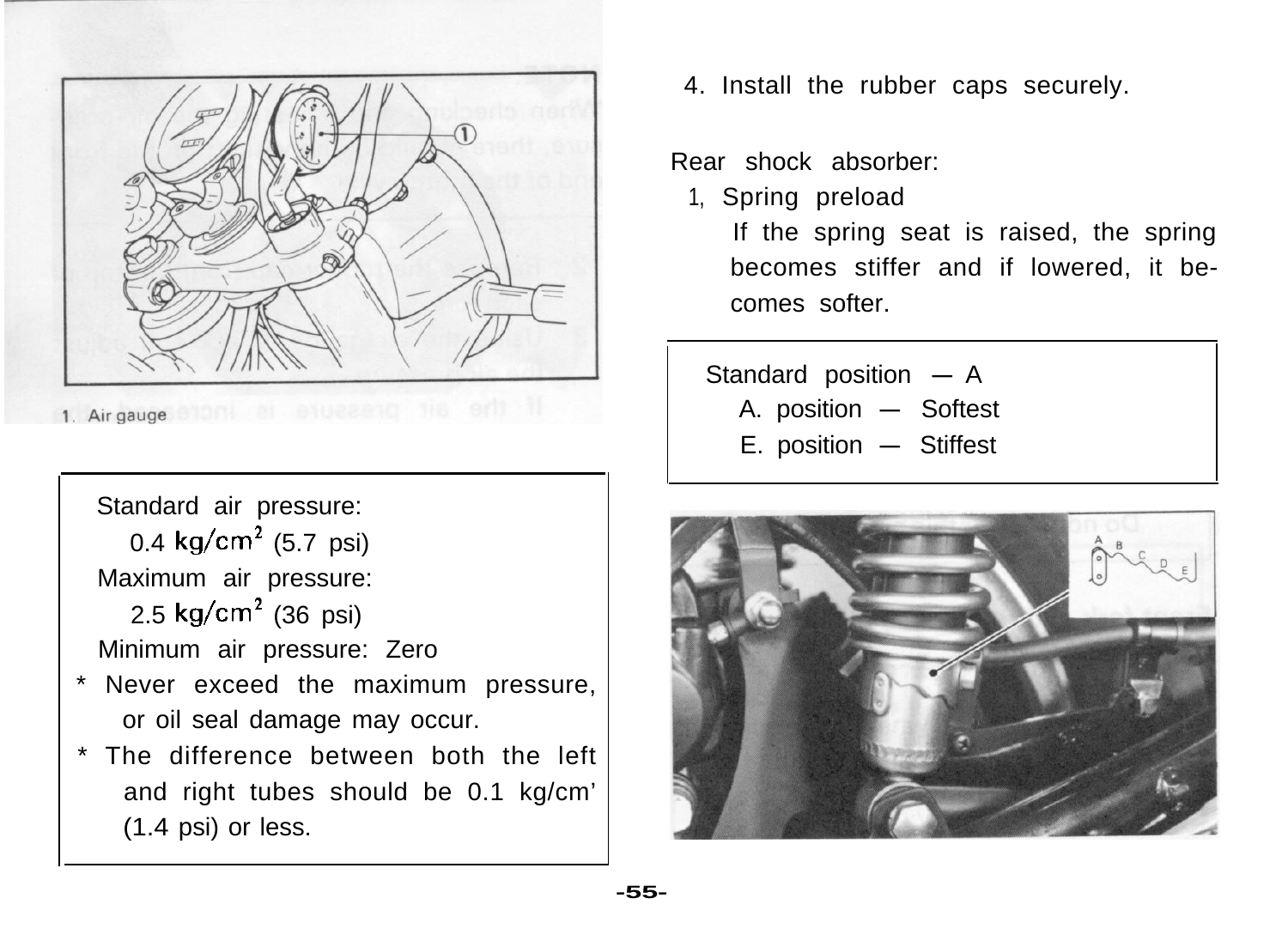1. Air gauge

Standard air pressure:

0.4 $kg/cm^2$ (5.7 psi)

Maximum air pressure:

2.5 $kg/cm^2$ (36 psi)

Minimum air pressure: Zero

* Never exceed the maximum pressure, or oil seal damage may occur.
* The difference between both the left and right tubes should be 0.1 kg/cm’ (1.4 psi) or less.

4. Install the rubber caps securely.

Rear shock absorber:

1. Spring preload

If the spring seat is raised, the spring becomes stiffer and if lowered, it becomes softer.

Standard position — A

A. position — Softest

E. position — Stiffest